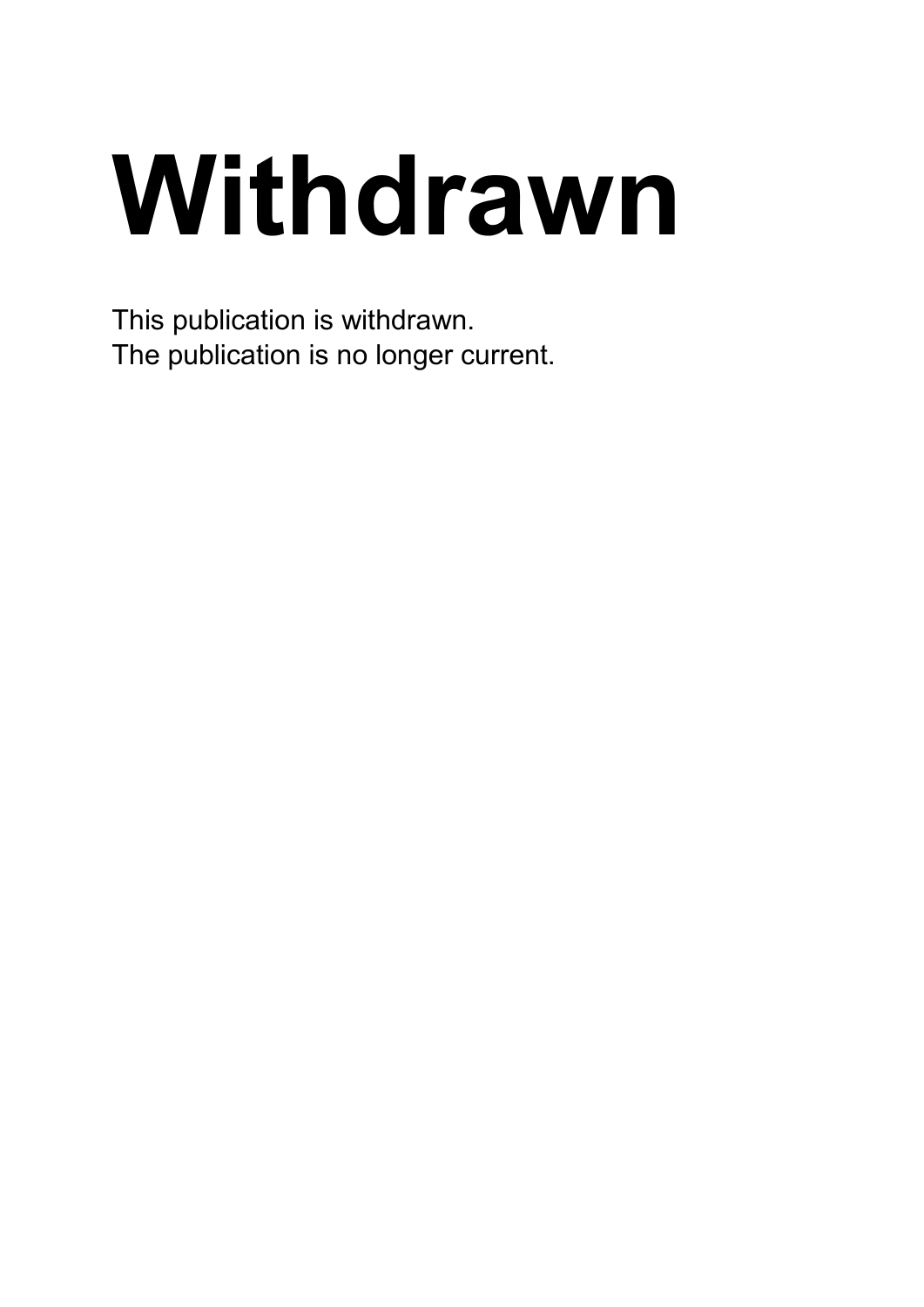# Withdrawn

This publication is withdrawn.
The publication is no longer current.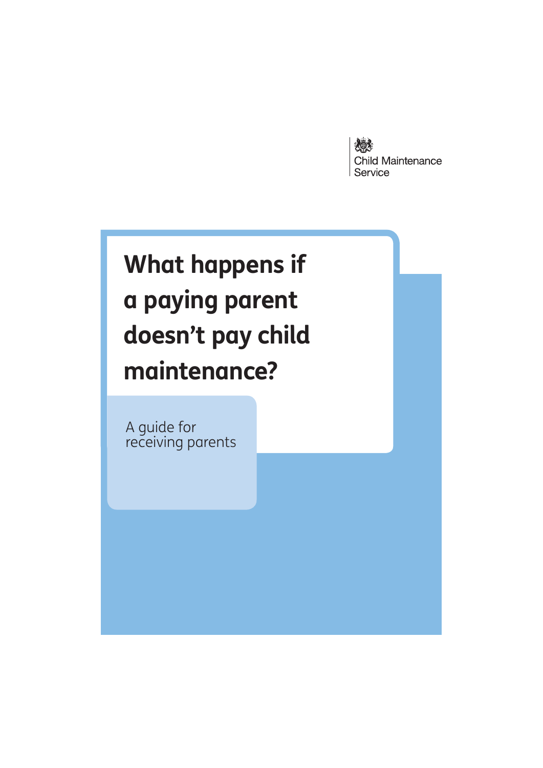Child Maintenance Service

# What happens if a paying parent doesn't pay child maintenance?

A guide for receiving parents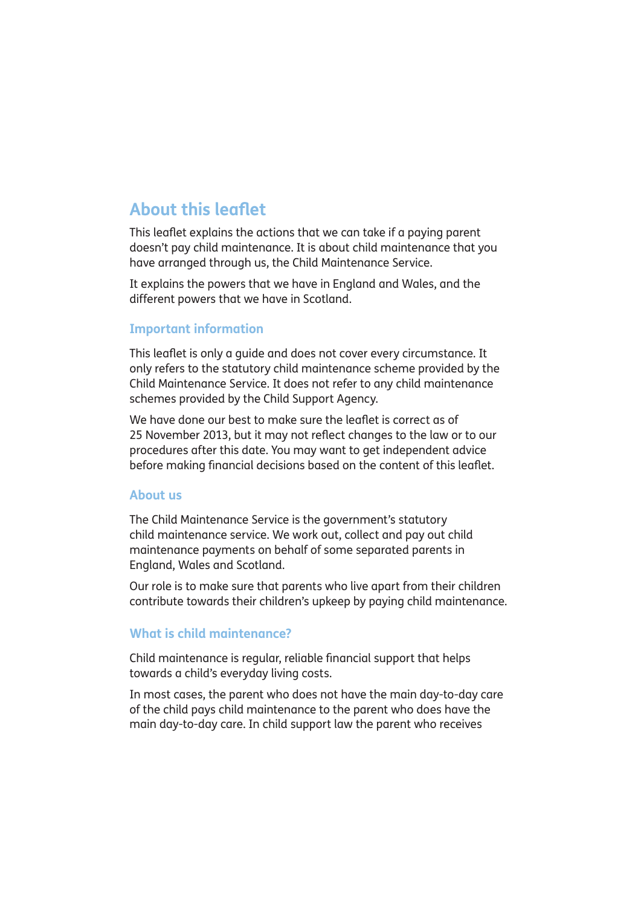## About this leaflet

This leaflet explains the actions that we can take if a paying parent doesn't pay child maintenance. It is about child maintenance that you have arranged through us, the Child Maintenance Service.

It explains the powers that we have in England and Wales, and the different powers that we have in Scotland.

### Important information

This leaflet is only a guide and does not cover every circumstance. It only refers to the statutory child maintenance scheme provided by the Child Maintenance Service. It does not refer to any child maintenance schemes provided by the Child Support Agency.

We have done our best to make sure the leaflet is correct as of 25 November 2013, but it may not reflect changes to the law or to our procedures after this date. You may want to get independent advice before making financial decisions based on the content of this leaflet.

### About us

The Child Maintenance Service is the government's statutory child maintenance service. We work out, collect and pay out child maintenance payments on behalf of some separated parents in England, Wales and Scotland.

Our role is to make sure that parents who live apart from their children contribute towards their children's upkeep by paying child maintenance.

### What is child maintenance?

Child maintenance is regular, reliable financial support that helps towards a child's everyday living costs.

In most cases, the parent who does not have the main day-to-day care of the child pays child maintenance to the parent who does have the main day-to-day care. In child support law the parent who receives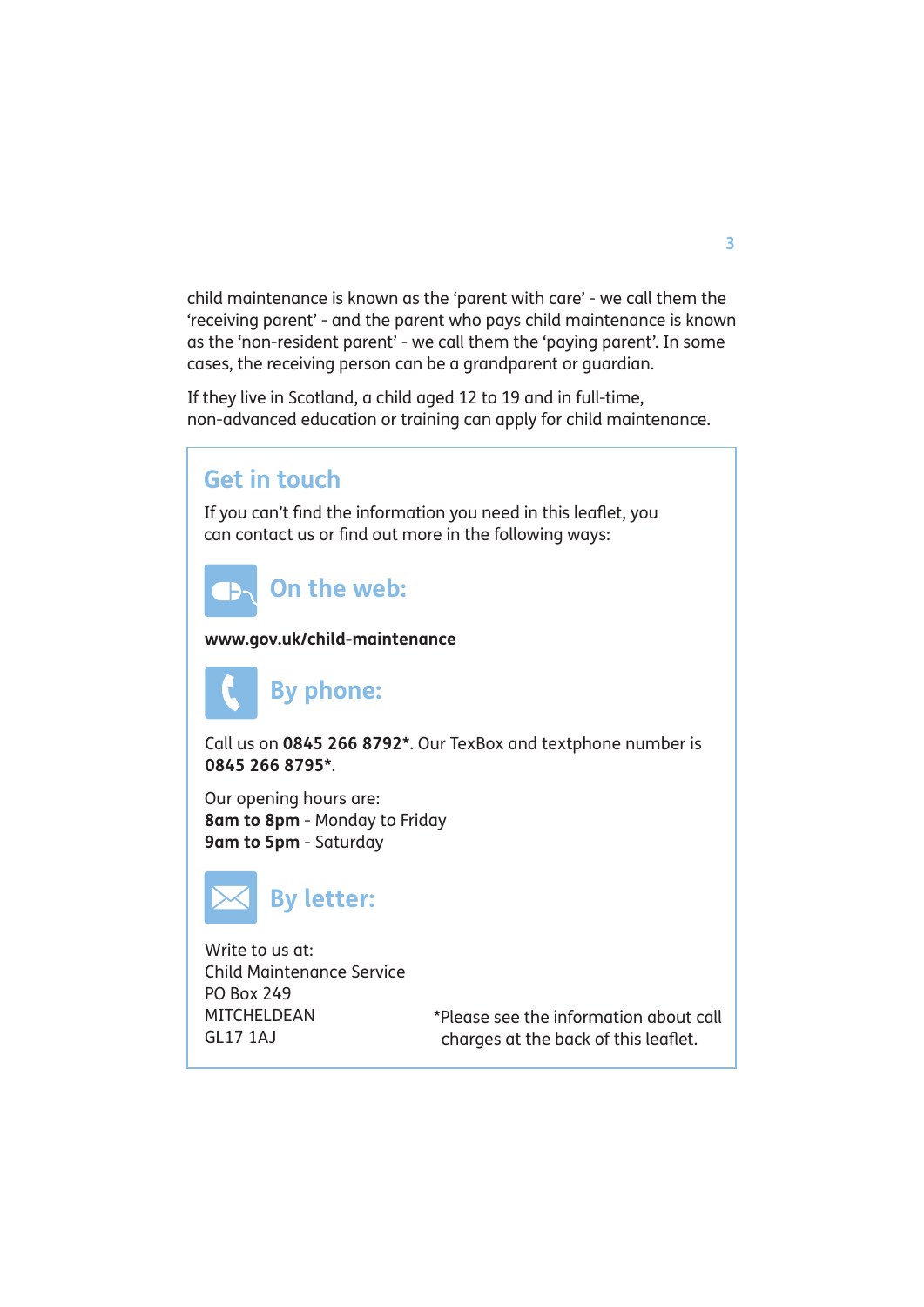child maintenance is known as the 'parent with care' - we call them the 'receiving parent' - and the parent who pays child maintenance is known as the 'non-resident parent' - we call them the 'paying parent'. In some cases, the receiving person can be a grandparent or guardian.

If they live in Scotland, a child aged 12 to 19 and in full-time, non-advanced education or training can apply for child maintenance.

## Get in touch

If you can't find the information you need in this leaflet, you can contact us or find out more in the following ways:

### On the web:

**www.gov.uk/child-maintenance**

### By phone:

Call us on **0845 266 8792***. Our TexBox and textphone number is **0845 266 8795***.

Our opening hours are:
**8am to 8pm** - Monday to Friday
**9am to 5pm** - Saturday

### By letter:

Write to us at:
Child Maintenance Service
PO Box 249
MITCHELDEAN
GL17 1AJ

*Please see the information about call charges at the back of this leaflet.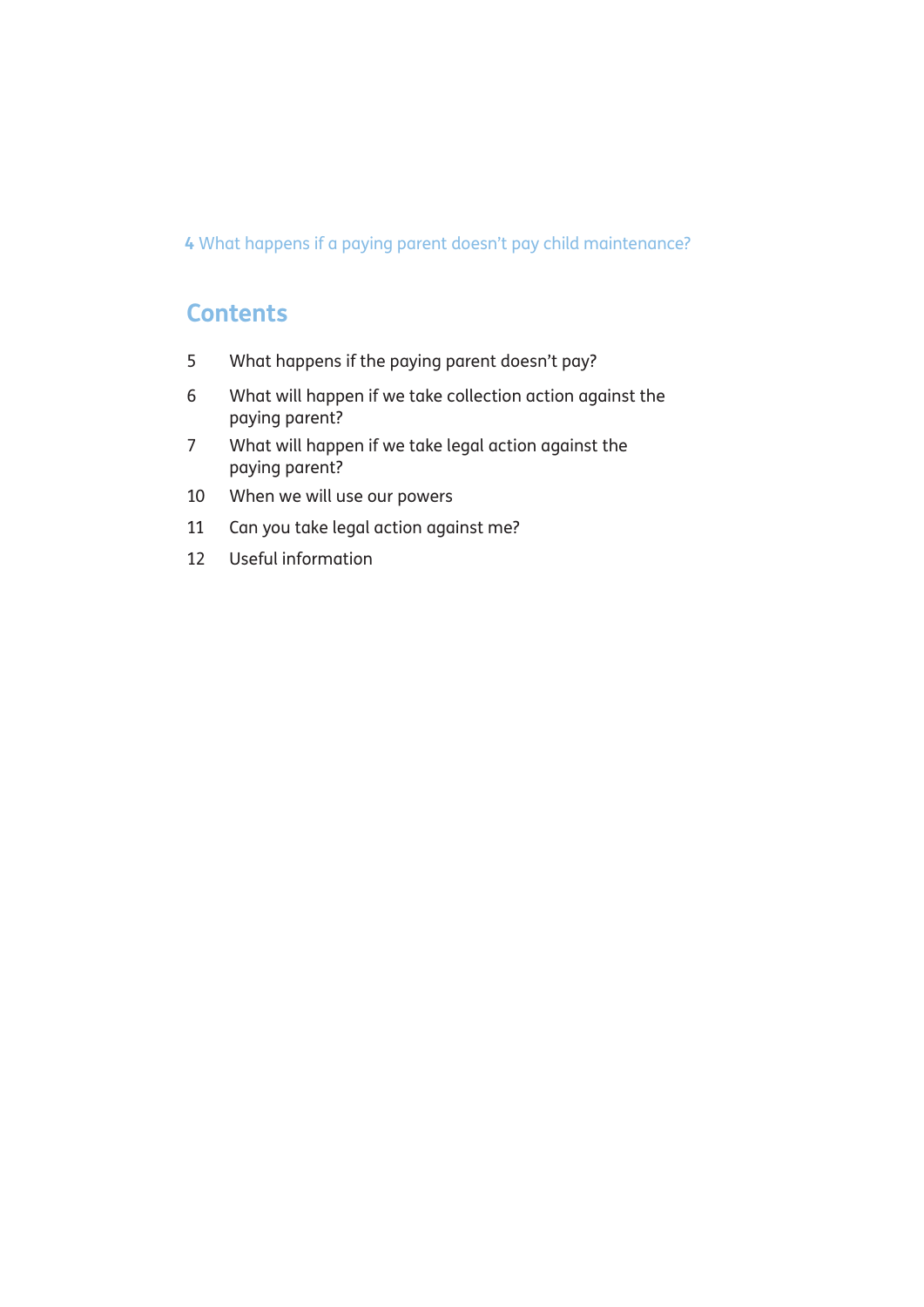## Contents

| | |
|---|---|
| 5 | What happens if the paying parent doesn't pay? |
| 6 | What will happen if we take collection action against the paying parent? |
| 7 | What will happen if we take legal action against the paying parent? |
| 10 | When we will use our powers |
| 11 | Can you take legal action against me? |
| 12 | Useful information |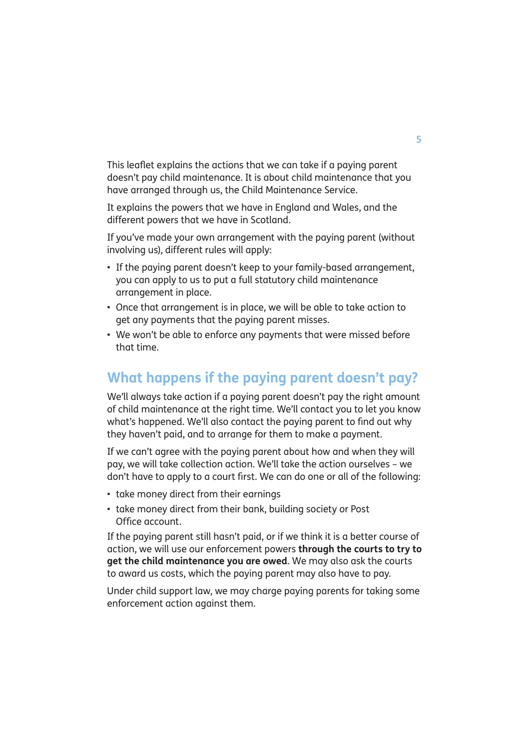This leaflet explains the actions that we can take if a paying parent doesn't pay child maintenance. It is about child maintenance that you have arranged through us, the Child Maintenance Service.

It explains the powers that we have in England and Wales, and the different powers that we have in Scotland.

If you've made your own arrangement with the paying parent (without involving us), different rules will apply:

- If the paying parent doesn't keep to your family-based arrangement, you can apply to us to put a full statutory child maintenance arrangement in place.
- Once that arrangement is in place, we will be able to take action to get any payments that the paying parent misses.
- We won't be able to enforce any payments that were missed before that time.

## What happens if the paying parent doesn't pay?

We'll always take action if a paying parent doesn't pay the right amount of child maintenance at the right time. We'll contact you to let you know what's happened. We'll also contact the paying parent to find out why they haven't paid, and to arrange for them to make a payment.

If we can't agree with the paying parent about how and when they will pay, we will take collection action. We'll take the action ourselves – we don't have to apply to a court first. We can do one or all of the following:

- take money direct from their earnings
- take money direct from their bank, building society or Post Office account.

If the paying parent still hasn't paid, or if we think it is a better course of action, we will use our enforcement powers **through the courts to try to get the child maintenance you are owed**. We may also ask the courts to award us costs, which the paying parent may also have to pay.

Under child support law, we may charge paying parents for taking some enforcement action against them.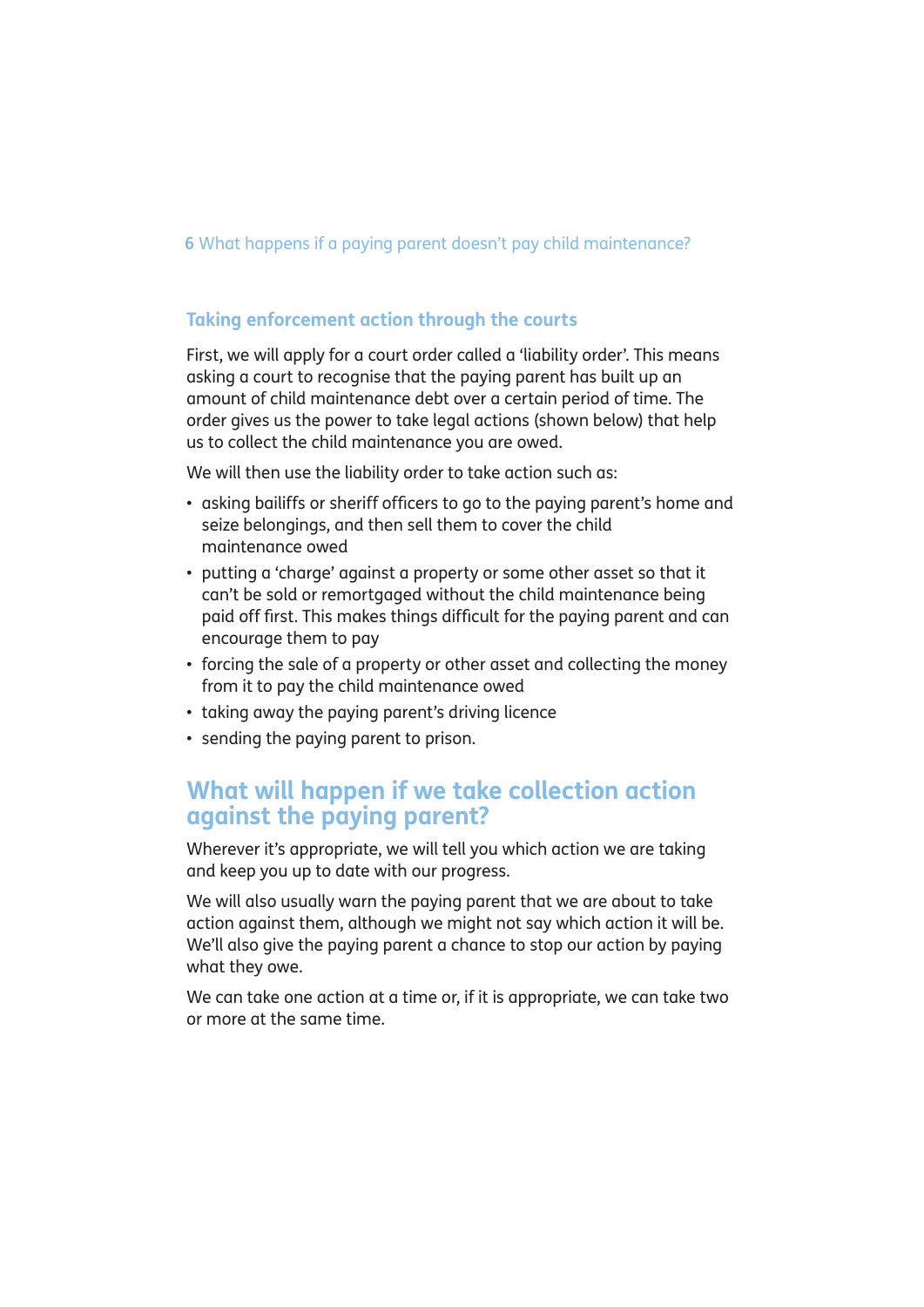### Taking enforcement action through the courts

First, we will apply for a court order called a 'liability order'. This means asking a court to recognise that the paying parent has built up an amount of child maintenance debt over a certain period of time. The order gives us the power to take legal actions (shown below) that help us to collect the child maintenance you are owed.

We will then use the liability order to take action such as:

- asking bailiffs or sheriff officers to go to the paying parent's home and seize belongings, and then sell them to cover the child maintenance owed
- putting a 'charge' against a property or some other asset so that it can't be sold or remortgaged without the child maintenance being paid off first. This makes things difficult for the paying parent and can encourage them to pay
- forcing the sale of a property or other asset and collecting the money from it to pay the child maintenance owed
- taking away the paying parent's driving licence
- sending the paying parent to prison.

## What will happen if we take collection action against the paying parent?

Wherever it's appropriate, we will tell you which action we are taking and keep you up to date with our progress.

We will also usually warn the paying parent that we are about to take action against them, although we might not say which action it will be. We'll also give the paying parent a chance to stop our action by paying what they owe.

We can take one action at a time or, if it is appropriate, we can take two or more at the same time.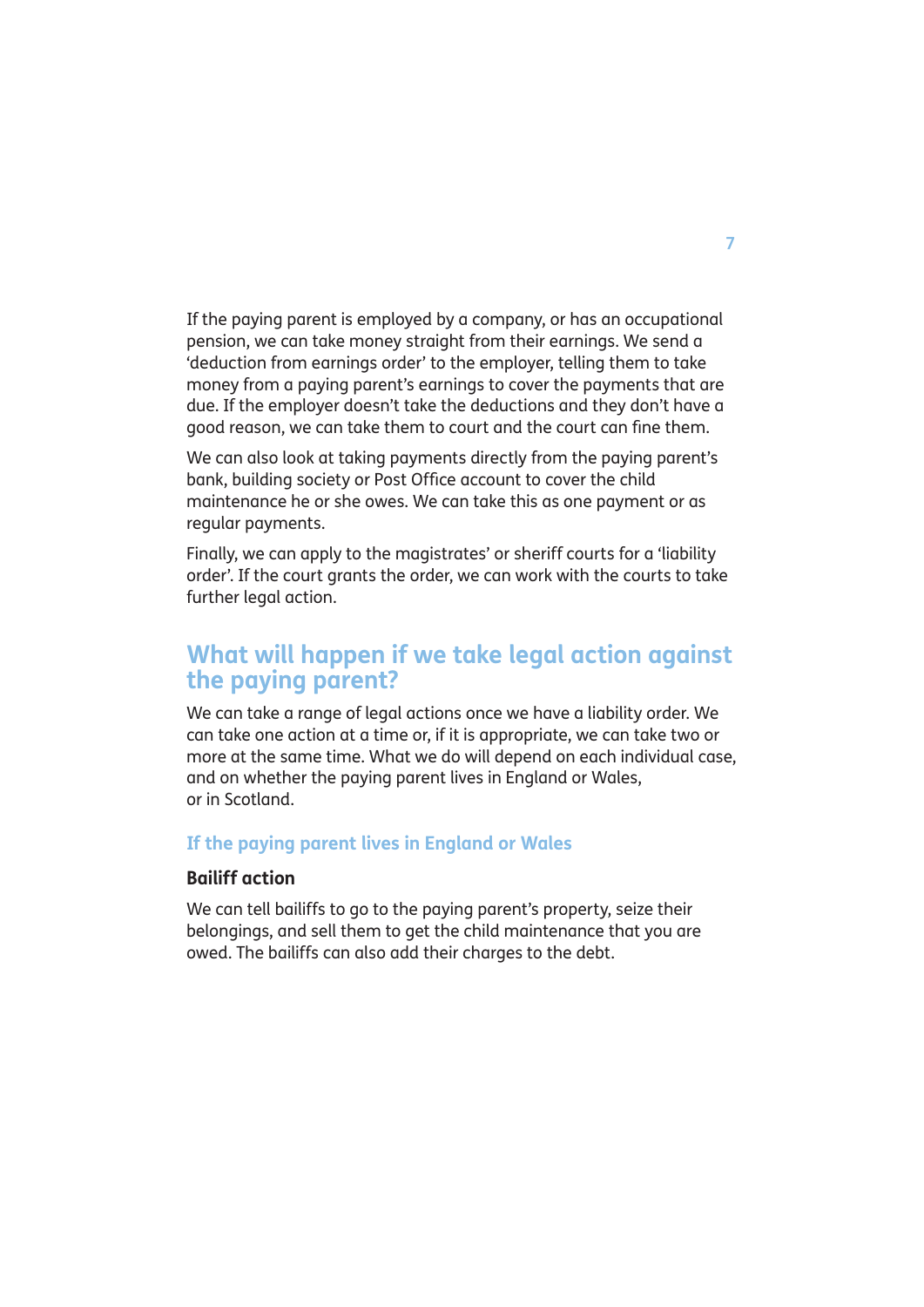If the paying parent is employed by a company, or has an occupational pension, we can take money straight from their earnings. We send a 'deduction from earnings order' to the employer, telling them to take money from a paying parent's earnings to cover the payments that are due. If the employer doesn't take the deductions and they don't have a good reason, we can take them to court and the court can fine them.

We can also look at taking payments directly from the paying parent's bank, building society or Post Office account to cover the child maintenance he or she owes. We can take this as one payment or as regular payments.

Finally, we can apply to the magistrates' or sheriff courts for a 'liability order'. If the court grants the order, we can work with the courts to take further legal action.

## What will happen if we take legal action against the paying parent?

We can take a range of legal actions once we have a liability order. We can take one action at a time or, if it is appropriate, we can take two or more at the same time. What we do will depend on each individual case, and on whether the paying parent lives in England or Wales, or in Scotland.

### If the paying parent lives in England or Wales

#### Bailiff action

We can tell bailiffs to go to the paying parent's property, seize their belongings, and sell them to get the child maintenance that you are owed. The bailiffs can also add their charges to the debt.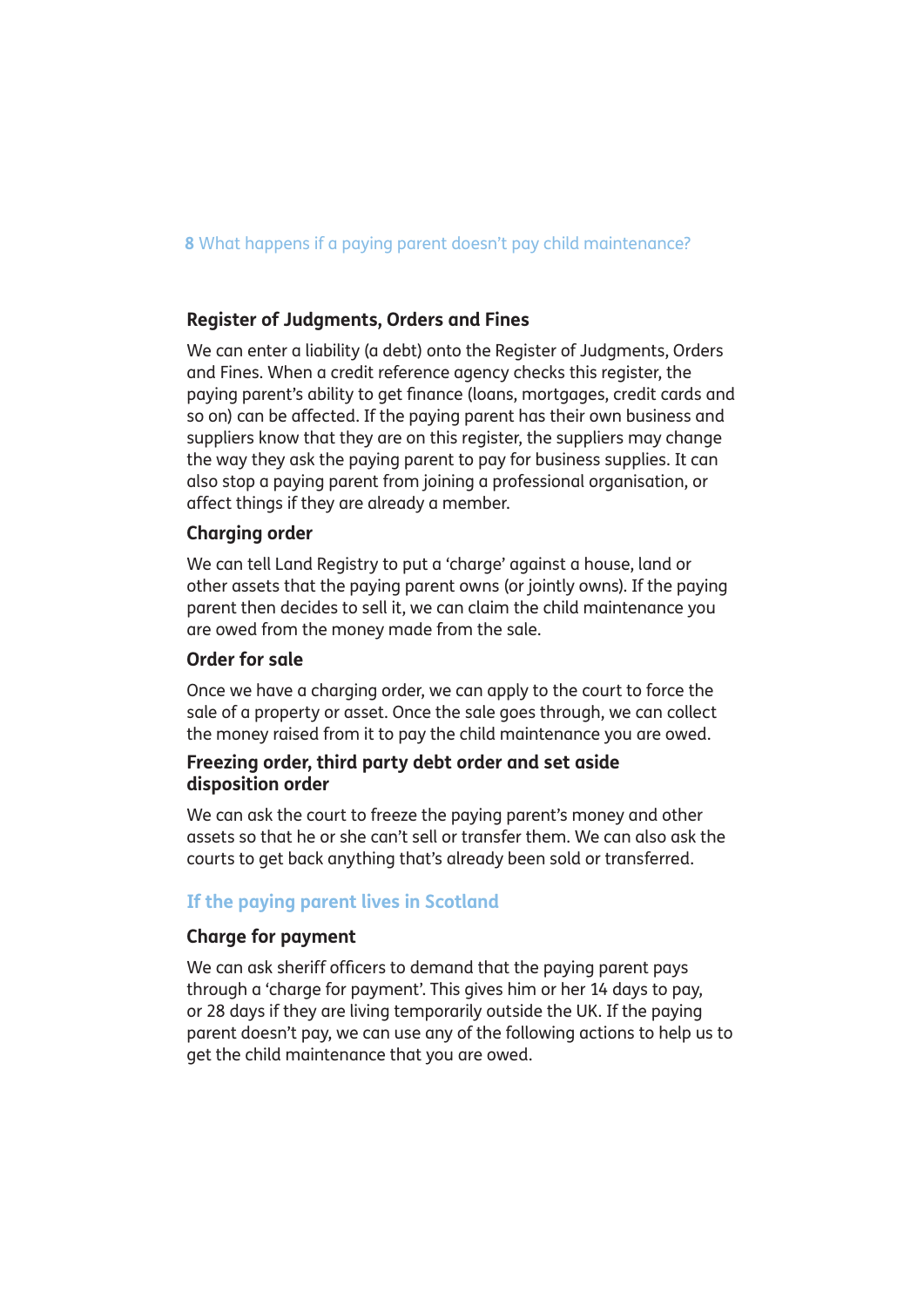#### Register of Judgments, Orders and Fines

We can enter a liability (a debt) onto the Register of Judgments, Orders and Fines. When a credit reference agency checks this register, the paying parent's ability to get finance (loans, mortgages, credit cards and so on) can be affected. If the paying parent has their own business and suppliers know that they are on this register, the suppliers may change the way they ask the paying parent to pay for business supplies. It can also stop a paying parent from joining a professional organisation, or affect things if they are already a member.

#### Charging order

We can tell Land Registry to put a 'charge' against a house, land or other assets that the paying parent owns (or jointly owns). If the paying parent then decides to sell it, we can claim the child maintenance you are owed from the money made from the sale.

#### Order for sale

Once we have a charging order, we can apply to the court to force the sale of a property or asset. Once the sale goes through, we can collect the money raised from it to pay the child maintenance you are owed.

#### Freezing order, third party debt order and set aside disposition order

We can ask the court to freeze the paying parent's money and other assets so that he or she can't sell or transfer them. We can also ask the courts to get back anything that's already been sold or transferred.

### If the paying parent lives in Scotland

#### Charge for payment

We can ask sheriff officers to demand that the paying parent pays through a 'charge for payment'. This gives him or her 14 days to pay, or 28 days if they are living temporarily outside the UK. If the paying parent doesn't pay, we can use any of the following actions to help us to get the child maintenance that you are owed.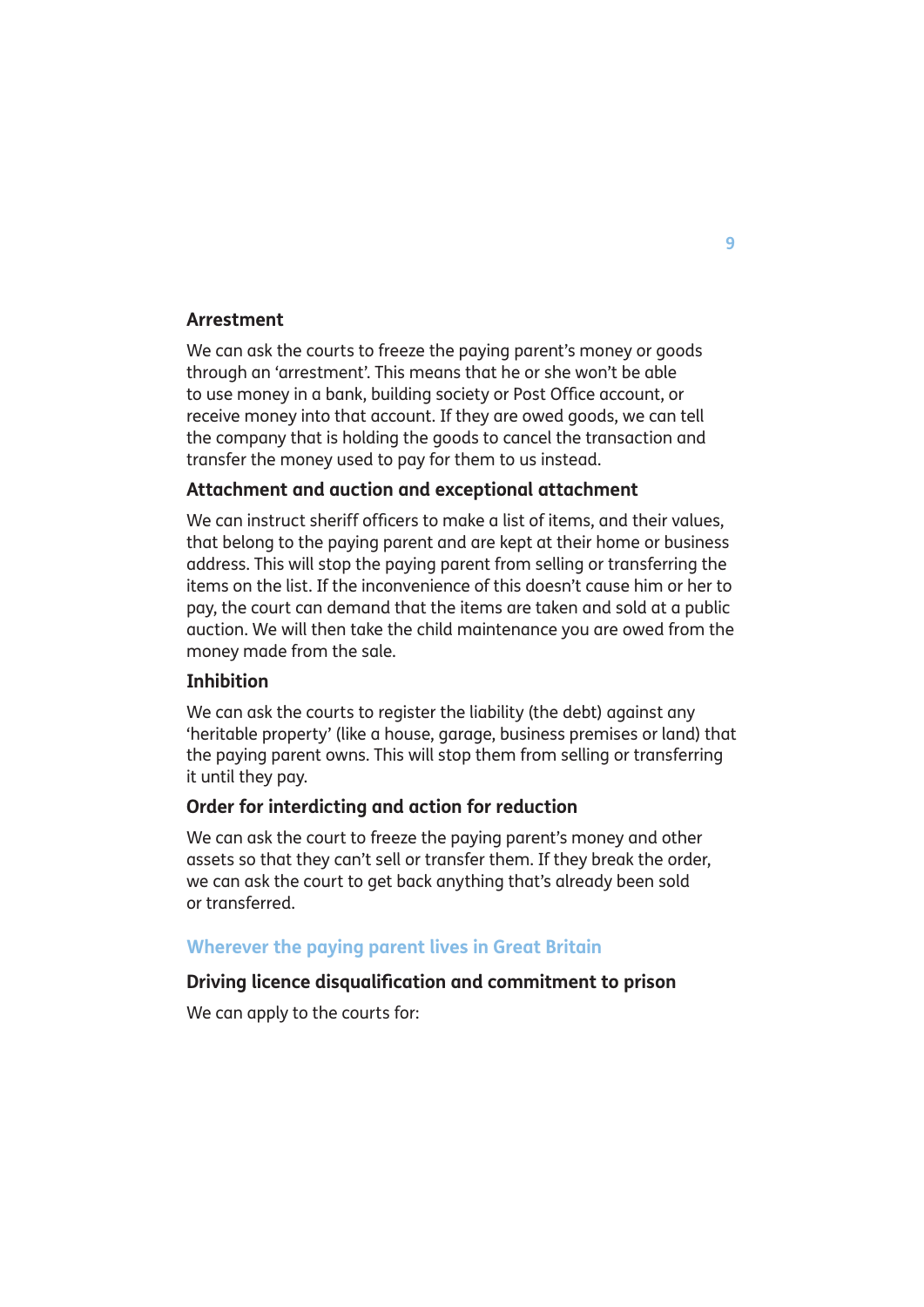### Arrestment

We can ask the courts to freeze the paying parent's money or goods through an 'arrestment'. This means that he or she won't be able to use money in a bank, building society or Post Office account, or receive money into that account. If they are owed goods, we can tell the company that is holding the goods to cancel the transaction and transfer the money used to pay for them to us instead.

### Attachment and auction and exceptional attachment

We can instruct sheriff officers to make a list of items, and their values, that belong to the paying parent and are kept at their home or business address. This will stop the paying parent from selling or transferring the items on the list. If the inconvenience of this doesn't cause him or her to pay, the court can demand that the items are taken and sold at a public auction. We will then take the child maintenance you are owed from the money made from the sale.

### Inhibition

We can ask the courts to register the liability (the debt) against any 'heritable property' (like a house, garage, business premises or land) that the paying parent owns. This will stop them from selling or transferring it until they pay.

### Order for interdicting and action for reduction

We can ask the court to freeze the paying parent's money and other assets so that they can't sell or transfer them. If they break the order, we can ask the court to get back anything that's already been sold or transferred.

## Wherever the paying parent lives in Great Britain

### Driving licence disqualification and commitment to prison

We can apply to the courts for: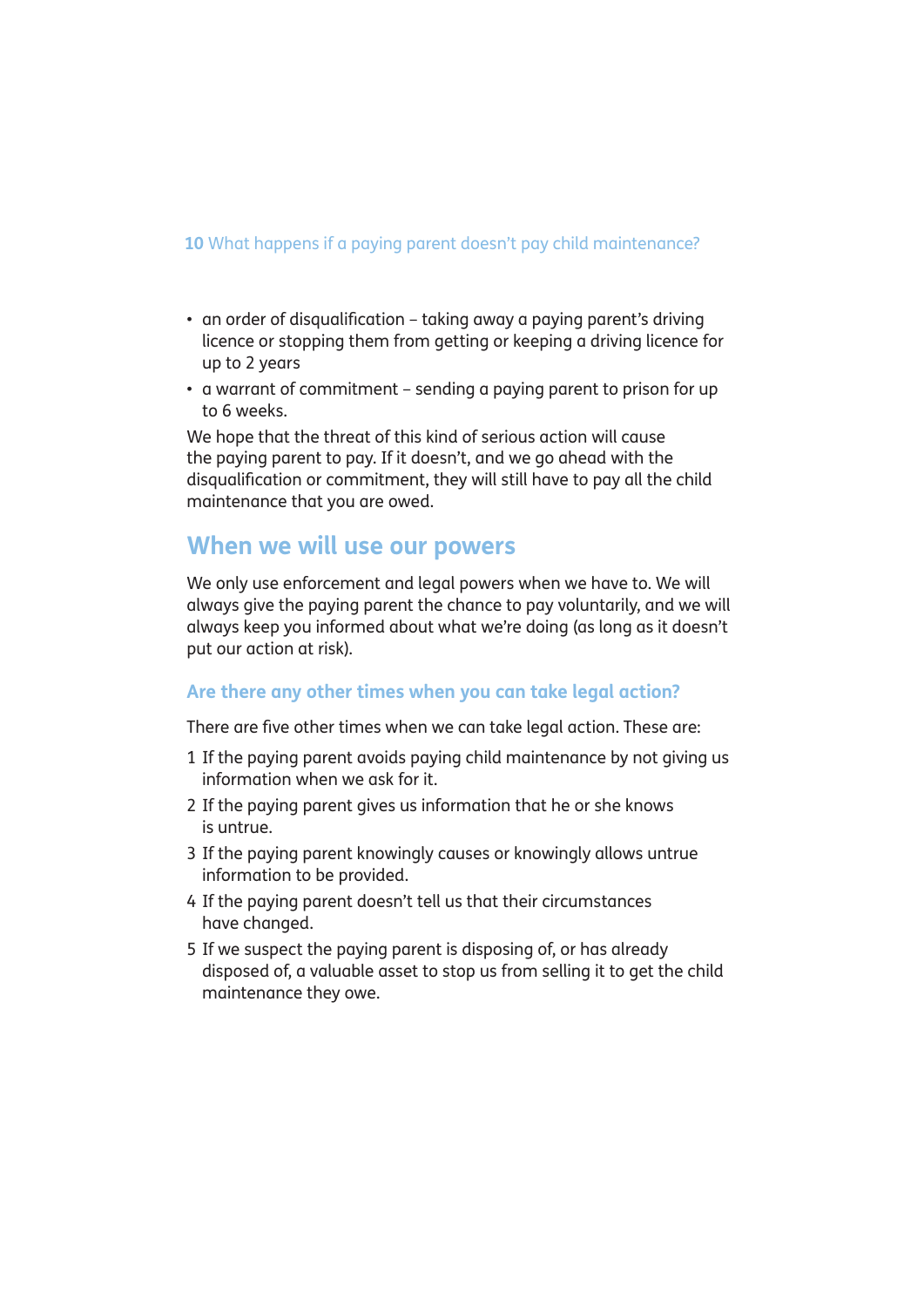- an order of disqualification – taking away a paying parent's driving licence or stopping them from getting or keeping a driving licence for up to 2 years
- a warrant of commitment – sending a paying parent to prison for up to 6 weeks.

We hope that the threat of this kind of serious action will cause the paying parent to pay. If it doesn't, and we go ahead with the disqualification or commitment, they will still have to pay all the child maintenance that you are owed.

## When we will use our powers

We only use enforcement and legal powers when we have to. We will always give the paying parent the chance to pay voluntarily, and we will always keep you informed about what we're doing (as long as it doesn't put our action at risk).

### Are there any other times when you can take legal action?

There are five other times when we can take legal action. These are:

1. If the paying parent avoids paying child maintenance by not giving us information when we ask for it.
2. If the paying parent gives us information that he or she knows is untrue.
3. If the paying parent knowingly causes or knowingly allows untrue information to be provided.
4. If the paying parent doesn't tell us that their circumstances have changed.
5. If we suspect the paying parent is disposing of, or has already disposed of, a valuable asset to stop us from selling it to get the child maintenance they owe.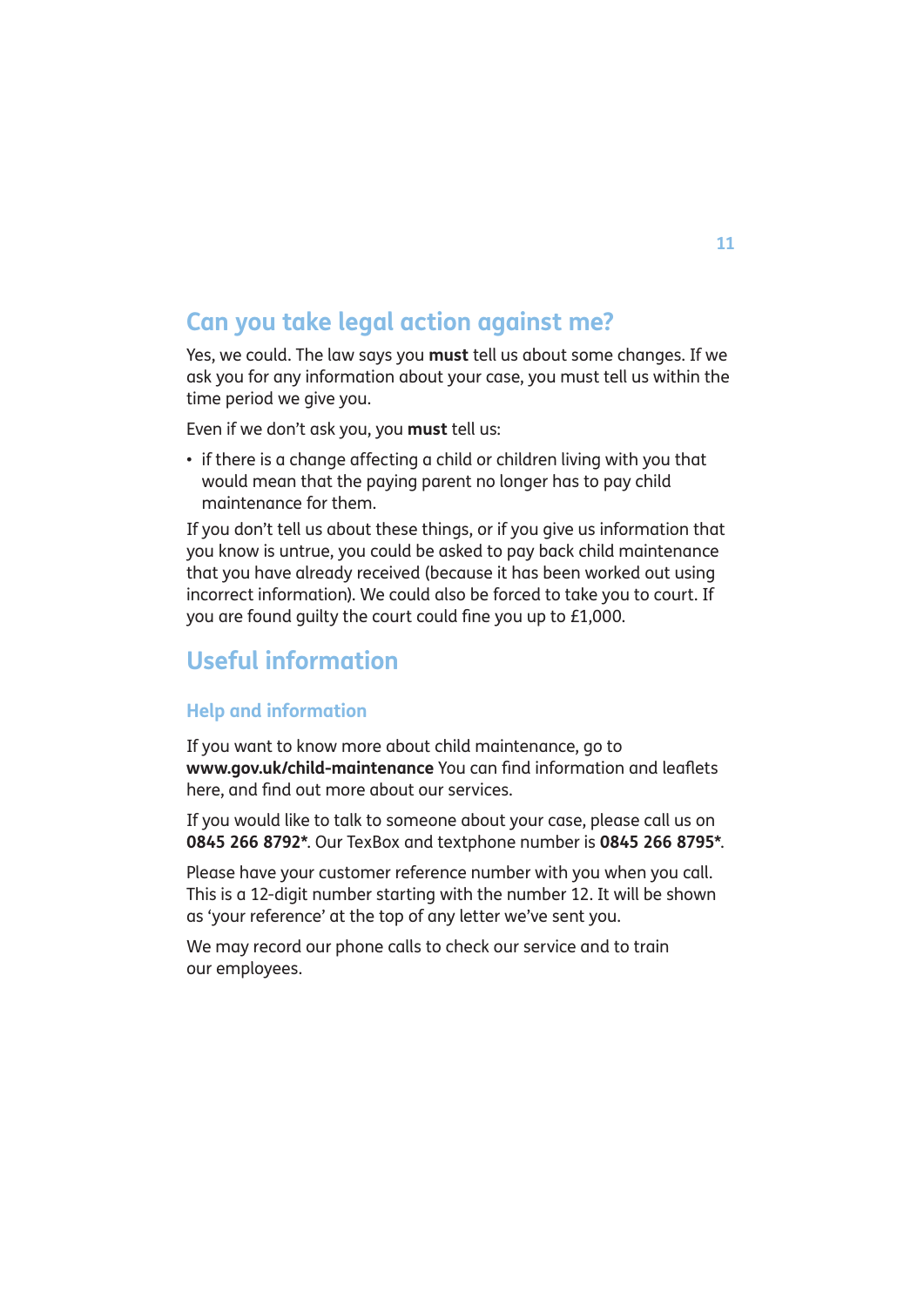## Can you take legal action against me?

Yes, we could. The law says you **must** tell us about some changes. If we ask you for any information about your case, you must tell us within the time period we give you.

Even if we don't ask you, you **must** tell us:

- if there is a change affecting a child or children living with you that would mean that the paying parent no longer has to pay child maintenance for them.

If you don't tell us about these things, or if you give us information that you know is untrue, you could be asked to pay back child maintenance that you have already received (because it has been worked out using incorrect information). We could also be forced to take you to court. If you are found guilty the court could fine you up to £1,000.

## Useful information

### Help and information

If you want to know more about child maintenance, go to **www.gov.uk/child-maintenance** You can find information and leaflets here, and find out more about our services.

If you would like to talk to someone about your case, please call us on **0845 266 8792***. Our TexBox and textphone number is **0845 266 8795***.

Please have your customer reference number with you when you call. This is a 12-digit number starting with the number 12. It will be shown as 'your reference' at the top of any letter we've sent you.

We may record our phone calls to check our service and to train our employees.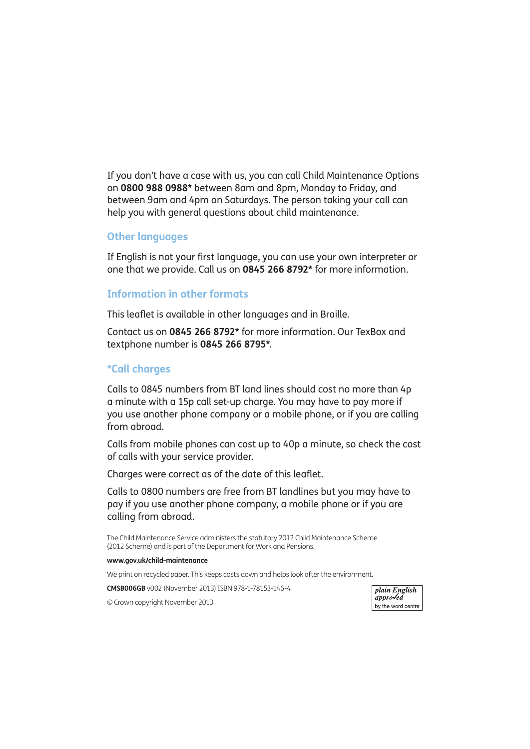If you don't have a case with us, you can call Child Maintenance Options on **0800 988 0988*** between 8am and 8pm, Monday to Friday, and between 9am and 4pm on Saturdays. The person taking your call can help you with general questions about child maintenance.

## Other languages

If English is not your first language, you can use your own interpreter or one that we provide. Call us on **0845 266 8792*** for more information.

## Information in other formats

This leaflet is available in other languages and in Braille.

Contact us on **0845 266 8792*** for more information. Our TexBox and textphone number is **0845 266 8795***.

## *Call charges

Calls to 0845 numbers from BT land lines should cost no more than 4p a minute with a 15p call set-up charge. You may have to pay more if you use another phone company or a mobile phone, or if you are calling from abroad.

Calls from mobile phones can cost up to 40p a minute, so check the cost of calls with your service provider.

Charges were correct as of the date of this leaflet.

Calls to 0800 numbers are free from BT landlines but you may have to pay if you use another phone company, a mobile phone or if you are calling from abroad.

The Child Maintenance Service administers the statutory 2012 Child Maintenance Scheme (2012 Scheme) and is part of the Department for Work and Pensions.

**www.gov.uk/child-maintenance**

We print on recycled paper. This keeps costs down and helps look after the environment.

**CMSB006GB** v002 (November 2013) ISBN 978-1-78153-146-4

© Crown copyright November 2013

plain English approved by the word centre